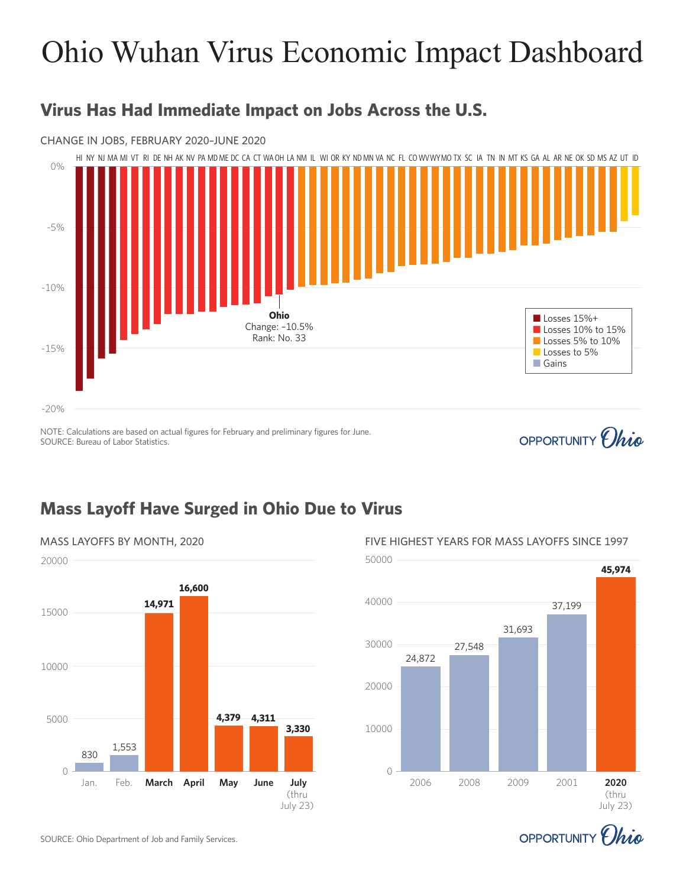# Ohio Wuhan Virus Economic Impact Dashboard

## Virus Has Had Immediate Impact on Jobs Across the U.S.

CHANGE IN JOBS, FEBRUARY 2020–JUNE 2020

HI NY NJ MA MI VT RI DE NH AK NV PA MD ME DC CA CT WA OH LA NM IL WI OR KY ND MN VA NC FL CO WV WY MO TX SC IA TN IN MT KS GA AL AR NE OK SD MS AZ UT ID

0%
-5%
-10%
-15%
-20%

**Ohio**
Change: –10.5%
Rank: No. 33

- Losses 15%+
- Losses 10% to 15%
- Losses 5% to 10%
- Losses to 5%
- Gains

NOTE: Calculations are based on actual figures for February and preliminary figures for June.
SOURCE: Bureau of Labor Statistics.

OPPORTUNITY Ohio

## Mass Layoff Have Surged in Ohio Due to Virus

MASS LAYOFFS BY MONTH, 2020

| Month | Mass Layoffs |
|---|---|
| Jan. | 830 |
| Feb. | 1,553 |
| **March** | **14,971** |
| **April** | **16,600** |
| **May** | **4,379** |
| **June** | **4,311** |
| **July** (thru July 23) | **3,330** |

FIVE HIGHEST YEARS FOR MASS LAYOFFS SINCE 1997

| Year | Mass Layoffs |
|---|---|
| 2006 | 24,872 |
| 2008 | 27,548 |
| 2009 | 31,693 |
| 2001 | 37,199 |
| **2020** (thru July 23) | **45,974** |

SOURCE: Ohio Department of Job and Family Services.

OPPORTUNITY Ohio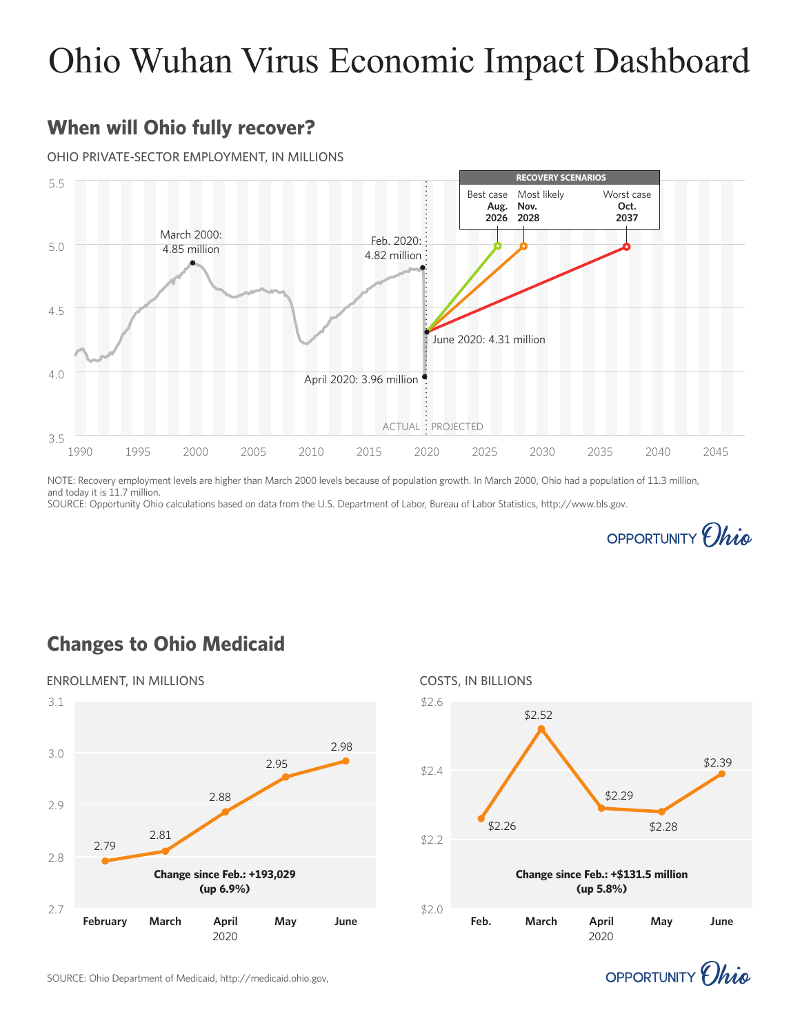# Ohio Wuhan Virus Economic Impact Dashboard

## When will Ohio fully recover?

OHIO PRIVATE-SECTOR EMPLOYMENT, IN MILLIONS

| Point | Value |
|---|---|
| March 2000 | 4.85 million |
| Feb. 2020 | 4.82 million |
| April 2020 | 3.96 million |
| June 2020 | 4.31 million |

ACTUAL | PROJECTED

**RECOVERY SCENARIOS**

| Best case | Most likely | Worst case |
|---|---|---|
| **Aug. 2026** | **Nov. 2028** | **Oct. 2037** |

NOTE: Recovery employment levels are higher than March 2000 levels because of population growth. In March 2000, Ohio had a population of 11.3 million, and today it is 11.7 million.
SOURCE: Opportunity Ohio calculations based on data from the U.S. Department of Labor, Bureau of Labor Statistics, http://www.bls.gov.

OPPORTUNITY Ohio

## Changes to Ohio Medicaid

ENROLLMENT, IN MILLIONS

| February | March | April | May | June |
|---|---|---|---|---|
| 2.79 | 2.81 | 2.88 | 2.95 | 2.98 |

**Change since Feb.: +193,029 (up 6.9%)**

COSTS, IN BILLIONS

| Feb. | March | April | May | June |
|---|---|---|---|---|
| $2.26 | $2.52 | $2.29 | $2.28 | $2.39 |

**Change since Feb.: +$131.5 million (up 5.8%)**

2020

SOURCE: Ohio Department of Medicaid, http://medicaid.ohio.gov,

OPPORTUNITY Ohio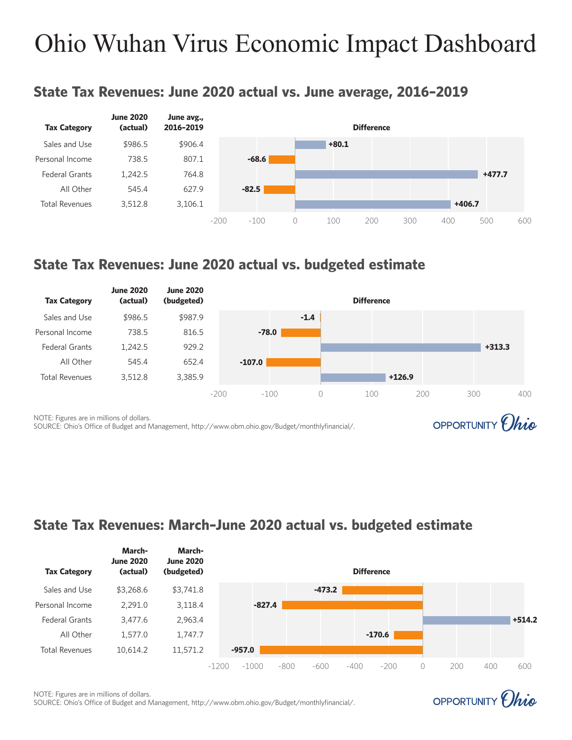# Ohio Wuhan Virus Economic Impact Dashboard

## State Tax Revenues: June 2020 actual vs. June average, 2016–2019

| Tax Category | June 2020 (actual) | June avg., 2016–2019 |
|---|---|---|
| Sales and Use | $986.5 | $906.4 |
| Personal Income | 738.5 | 807.1 |
| Federal Grants | 1,242.5 | 764.8 |
| All Other | 545.4 | 627.9 |
| Total Revenues | 3,512.8 | 3,106.1 |

Difference

+80.1
-68.6
+477.7
-82.5
+406.7

-200 -100 0 100 200 300 400 500 600

## State Tax Revenues: June 2020 actual vs. budgeted estimate

| Tax Category | June 2020 (actual) | June 2020 (budgeted) |
|---|---|---|
| Sales and Use | $986.5 | $987.9 |
| Personal Income | 738.5 | 816.5 |
| Federal Grants | 1,242.5 | 929.2 |
| All Other | 545.4 | 652.4 |
| Total Revenues | 3,512.8 | 3,385.9 |

Difference

-1.4
-78.0
+313.3
-107.0
+126.9

-200 -100 0 100 200 300 400

NOTE: Figures are in millions of dollars.
SOURCE: Ohio's Office of Budget and Management, http://www.obm.ohio.gov/Budget/monthlyfinancial/.

OPPORTUNITY Ohio

## State Tax Revenues: March–June 2020 actual vs. budgeted estimate

| Tax Category | March-June 2020 (actual) | March-June 2020 (budgeted) |
|---|---|---|
| Sales and Use | $3,268.6 | $3,741.8 |
| Personal Income | 2,291.0 | 3,118.4 |
| Federal Grants | 3,477.6 | 2,963.4 |
| All Other | 1,577.0 | 1,747.7 |
| Total Revenues | 10,614.2 | 11,571.2 |

Difference

-473.2
-827.4
+514.2
-170.6
-957.0

-1200 -1000 -800 -600 -400 -200 0 200 400 600

NOTE: Figures are in millions of dollars.
SOURCE: Ohio's Office of Budget and Management, http://www.obm.ohio.gov/Budget/monthlyfinancial/.

OPPORTUNITY Ohio